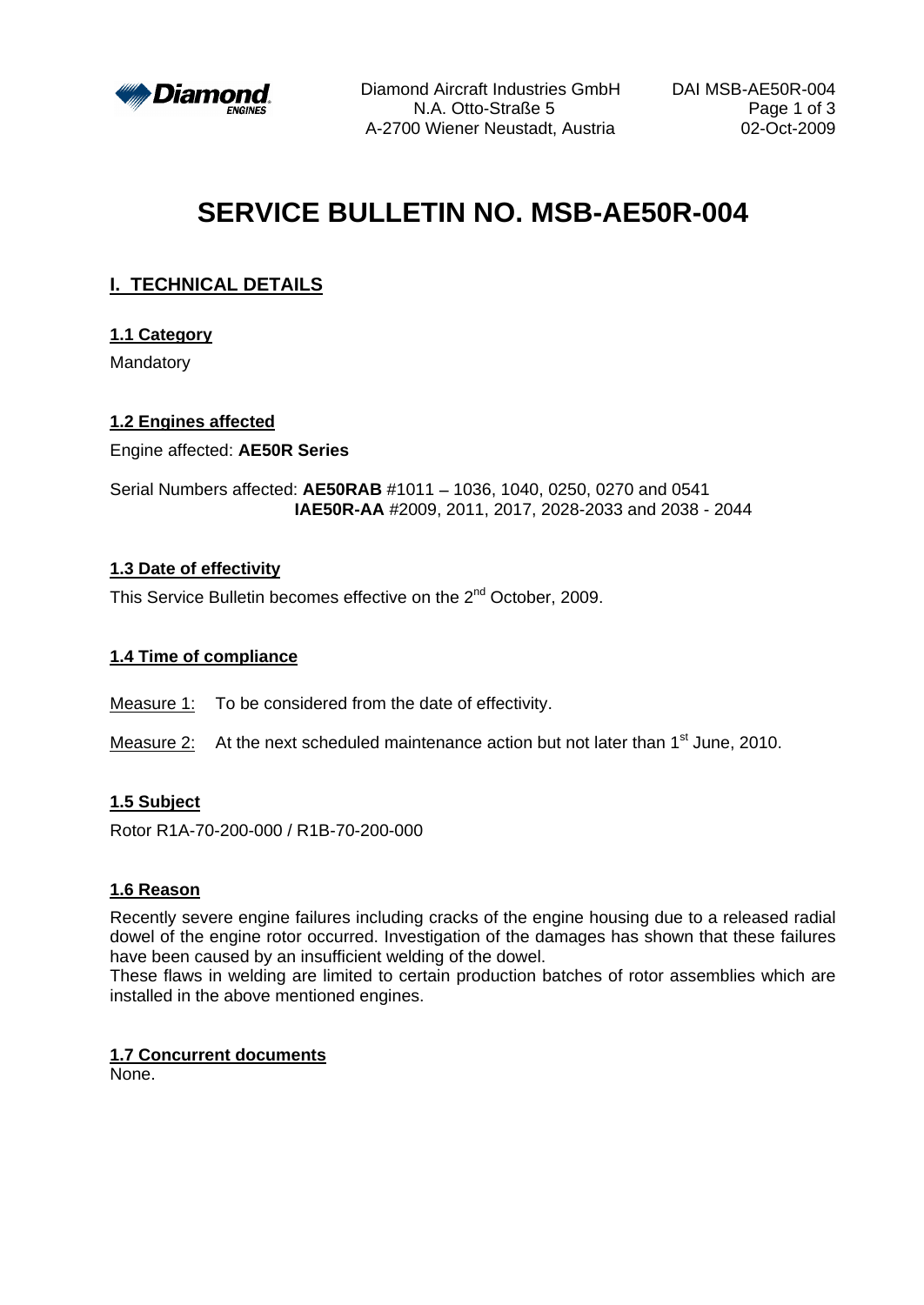# SERVICE BULLETIN NO. MSB-AE50R-004

## I. TECHNICAL DETAILS

### 1.1 Category

Mandatory

### 1.2 Engines affected

Engine affected: **AE50R Series**

Serial Numbers affected: **AE50RAB** #1011 – 1036, 1040, 0250, 0270 and 0541
**IAE50R-AA** #2009, 2011, 2017, 2028-2033 and 2038 - 2044

### 1.3 Date of effectivity

This Service Bulletin becomes effective on the 2nd October, 2009.

### 1.4 Time of compliance

Measure 1: To be considered from the date of effectivity.

Measure 2: At the next scheduled maintenance action but not later than 1st June, 2010.

### 1.5 Subject

Rotor R1A-70-200-000 / R1B-70-200-000

### 1.6 Reason

Recently severe engine failures including cracks of the engine housing due to a released radial dowel of the engine rotor occurred. Investigation of the damages has shown that these failures have been caused by an insufficient welding of the dowel.
These flaws in welding are limited to certain production batches of rotor assemblies which are installed in the above mentioned engines.

### 1.7 Concurrent documents

None.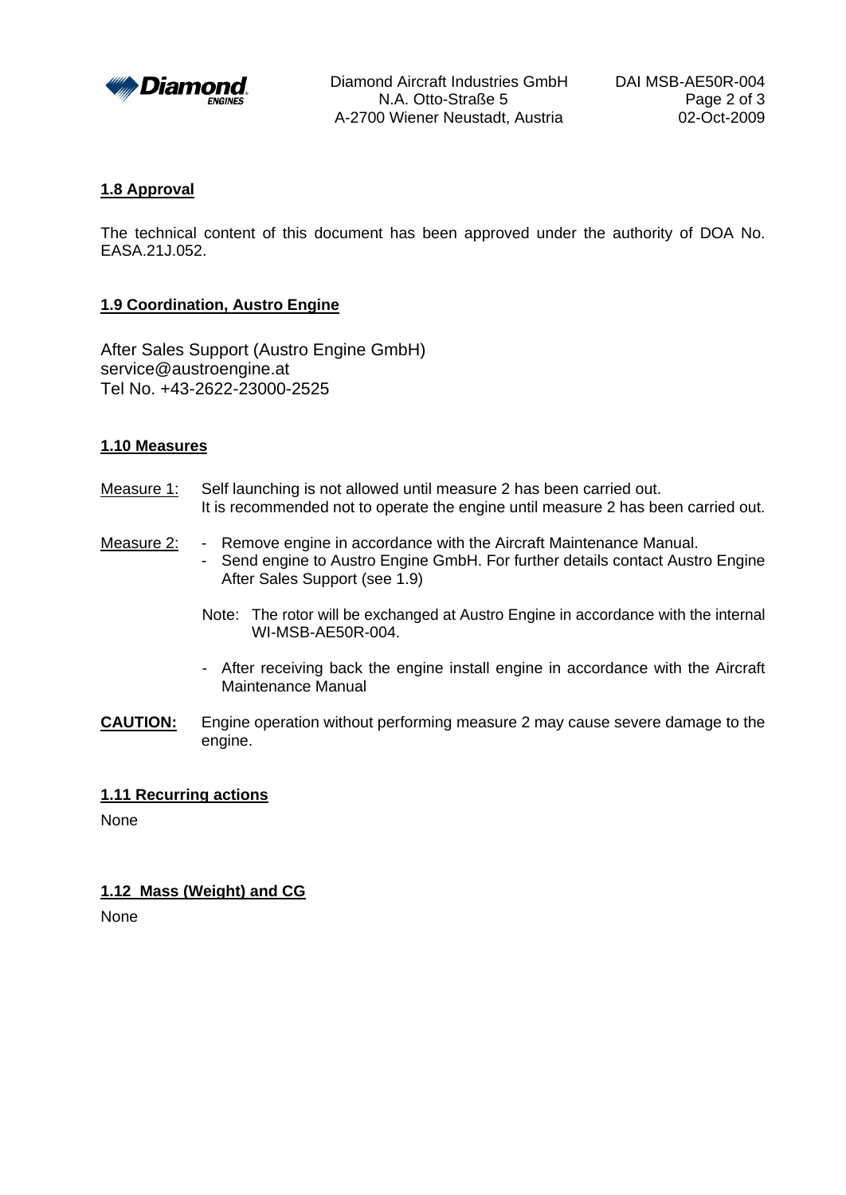## 1.8 Approval

The technical content of this document has been approved under the authority of DOA No. EASA.21J.052.

## 1.9 Coordination, Austro Engine

After Sales Support (Austro Engine GmbH)
service@austroengine.at
Tel No. +43-2622-23000-2525

## 1.10 Measures

Measure 1: Self launching is not allowed until measure 2 has been carried out.
It is recommended not to operate the engine until measure 2 has been carried out.

Measure 2:
- Remove engine in accordance with the Aircraft Maintenance Manual.
- Send engine to Austro Engine GmbH. For further details contact Austro Engine After Sales Support (see 1.9)

Note: The rotor will be exchanged at Austro Engine in accordance with the internal WI-MSB-AE50R-004.

- After receiving back the engine install engine in accordance with the Aircraft Maintenance Manual

**CAUTION:** Engine operation without performing measure 2 may cause severe damage to the engine.

## 1.11 Recurring actions

None

## 1.12 Mass (Weight) and CG

None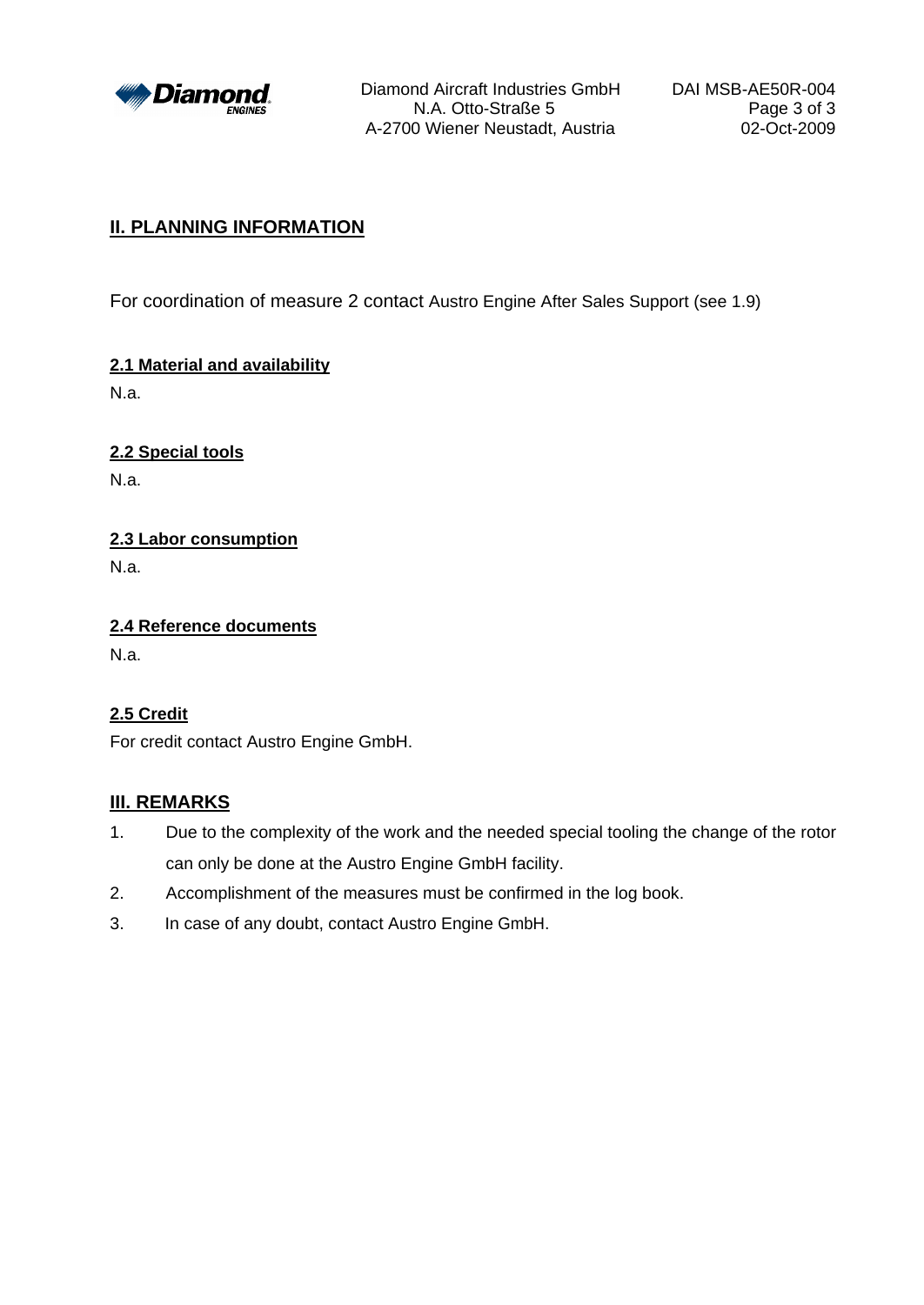## II. PLANNING INFORMATION

For coordination of measure 2 contact Austro Engine After Sales Support (see 1.9)

### 2.1 Material and availability

N.a.

### 2.2 Special tools

N.a.

### 2.3 Labor consumption

N.a.

### 2.4 Reference documents

N.a.

### 2.5 Credit

For credit contact Austro Engine GmbH.

## III. REMARKS

1. Due to the complexity of the work and the needed special tooling the change of the rotor can only be done at the Austro Engine GmbH facility.
2. Accomplishment of the measures must be confirmed in the log book.
3. In case of any doubt, contact Austro Engine GmbH.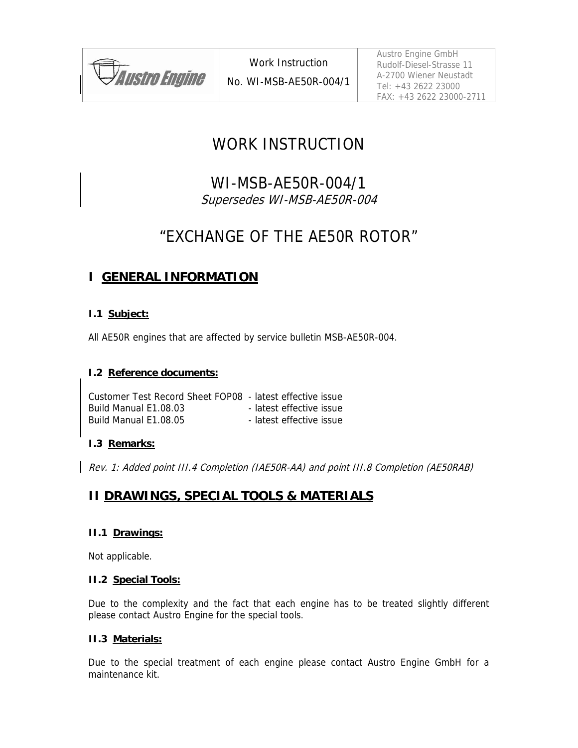# WORK INSTRUCTION

## WI-MSB-AE50R-004/1

*Supersedes WI-MSB-AE50R-004*

## "EXCHANGE OF THE AE50R ROTOR"

## I GENERAL INFORMATION

### I.1 Subject:

All AE50R engines that are affected by service bulletin MSB-AE50R-004.

### I.2 Reference documents:

| | |
|---|---|
| Customer Test Record Sheet FOP08 | - latest effective issue |
| Build Manual E1.08.03 | - latest effective issue |
| Build Manual E1.08.05 | - latest effective issue |

### I.3 Remarks:

*Rev. 1: Added point III.4 Completion (IAE50R-AA) and point III.8 Completion (AE50RAB)*

## II DRAWINGS, SPECIAL TOOLS & MATERIALS

### II.1 Drawings:

Not applicable.

### II.2 Special Tools:

Due to the complexity and the fact that each engine has to be treated slightly different please contact Austro Engine for the special tools.

### II.3 Materials:

Due to the special treatment of each engine please contact Austro Engine GmbH for a maintenance kit.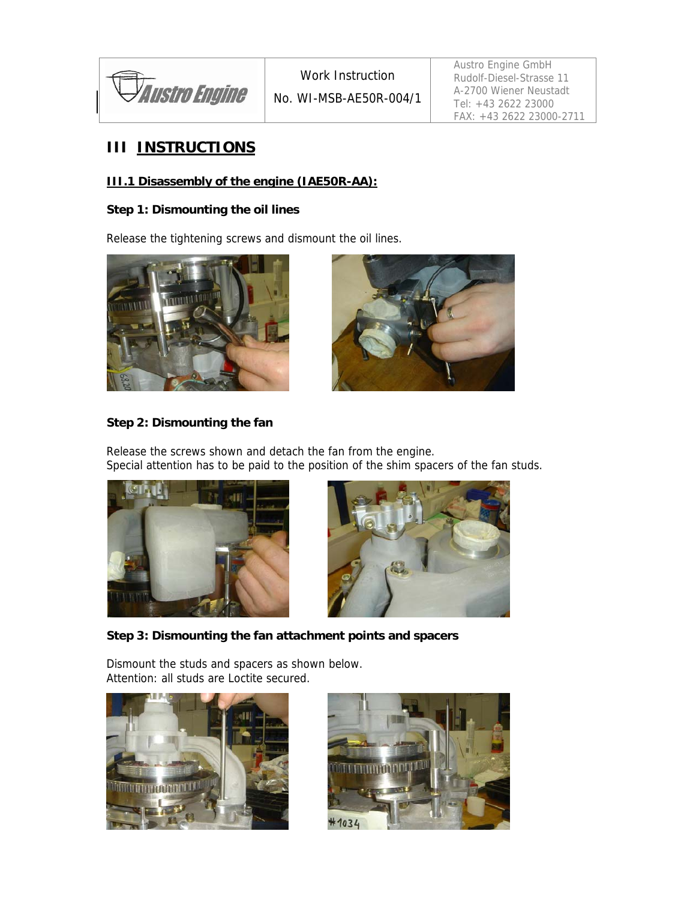# III INSTRUCTIONS

## III.1 Disassembly of the engine (IAE50R-AA):

### Step 1: Dismounting the oil lines

Release the tightening screws and dismount the oil lines.

### Step 2: Dismounting the fan

Release the screws shown and detach the fan from the engine.
Special attention has to be paid to the position of the shim spacers of the fan studs.

### Step 3: Dismounting the fan attachment points and spacers

Dismount the studs and spacers as shown below.
Attention: all studs are Loctite secured.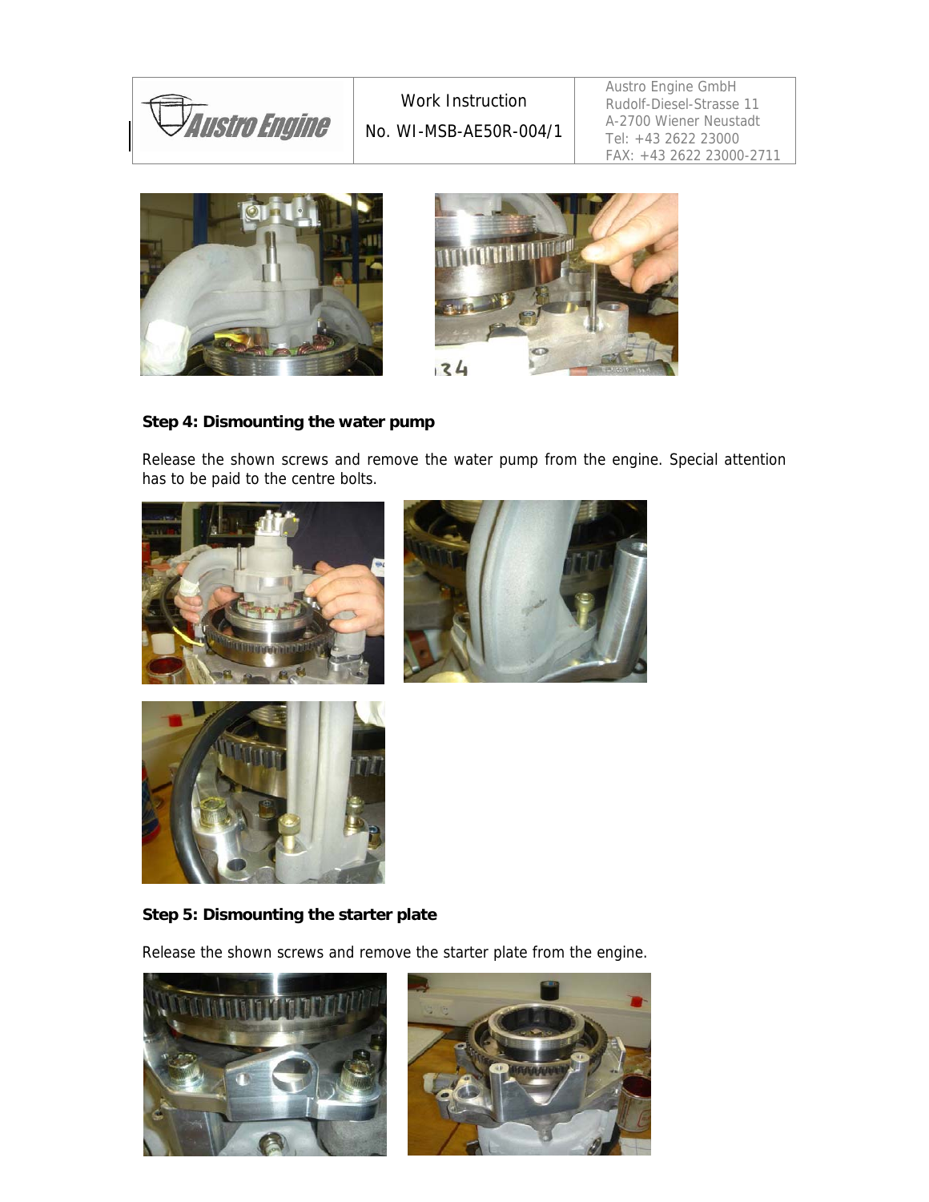### Step 4: Dismounting the water pump

Release the shown screws and remove the water pump from the engine. Special attention has to be paid to the centre bolts.

### Step 5: Dismounting the starter plate

Release the shown screws and remove the starter plate from the engine.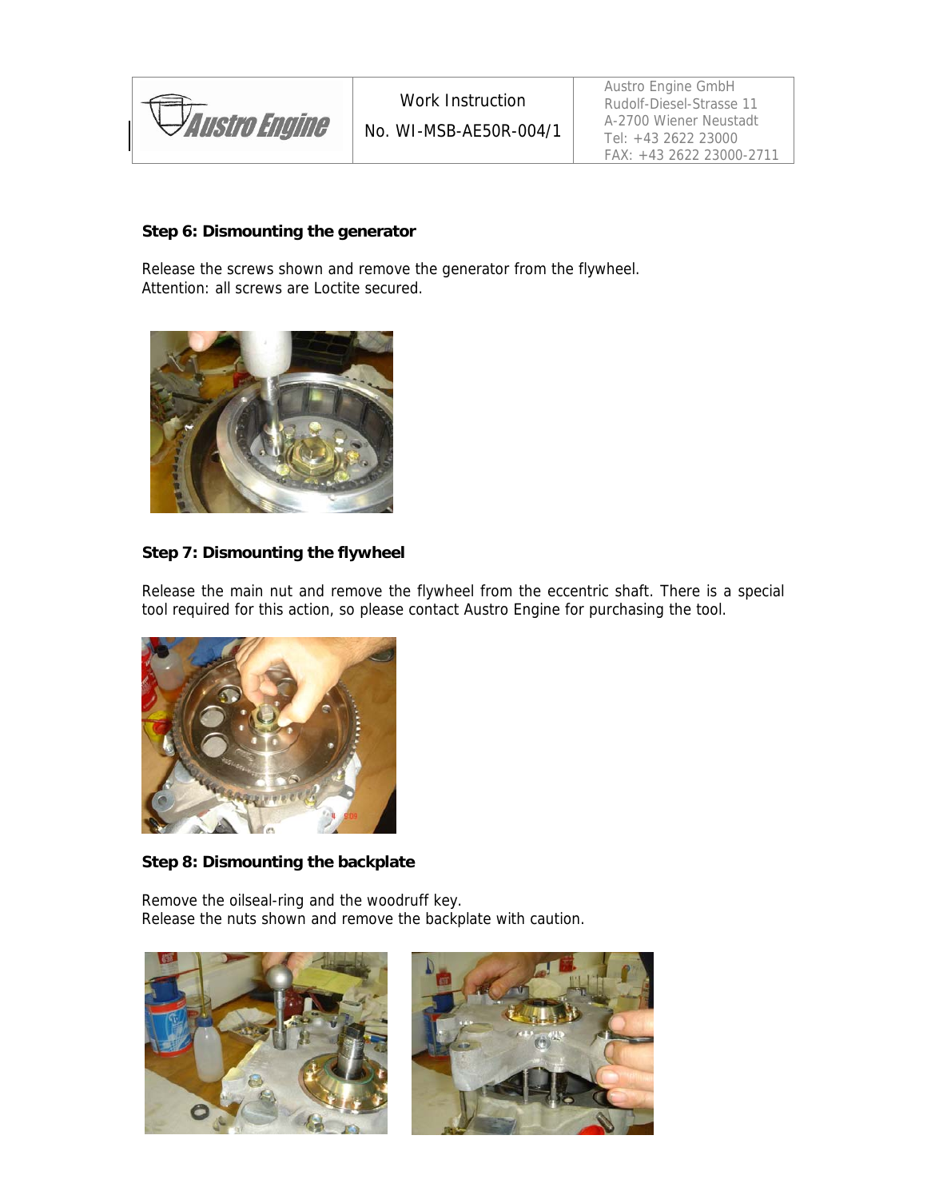**Step 6: Dismounting the generator**

Release the screws shown and remove the generator from the flywheel.
Attention: all screws are Loctite secured.

**Step 7: Dismounting the flywheel**

Release the main nut and remove the flywheel from the eccentric shaft. There is a special tool required for this action, so please contact Austro Engine for purchasing the tool.

**Step 8: Dismounting the backplate**

Remove the oilseal-ring and the woodruff key.
Release the nuts shown and remove the backplate with caution.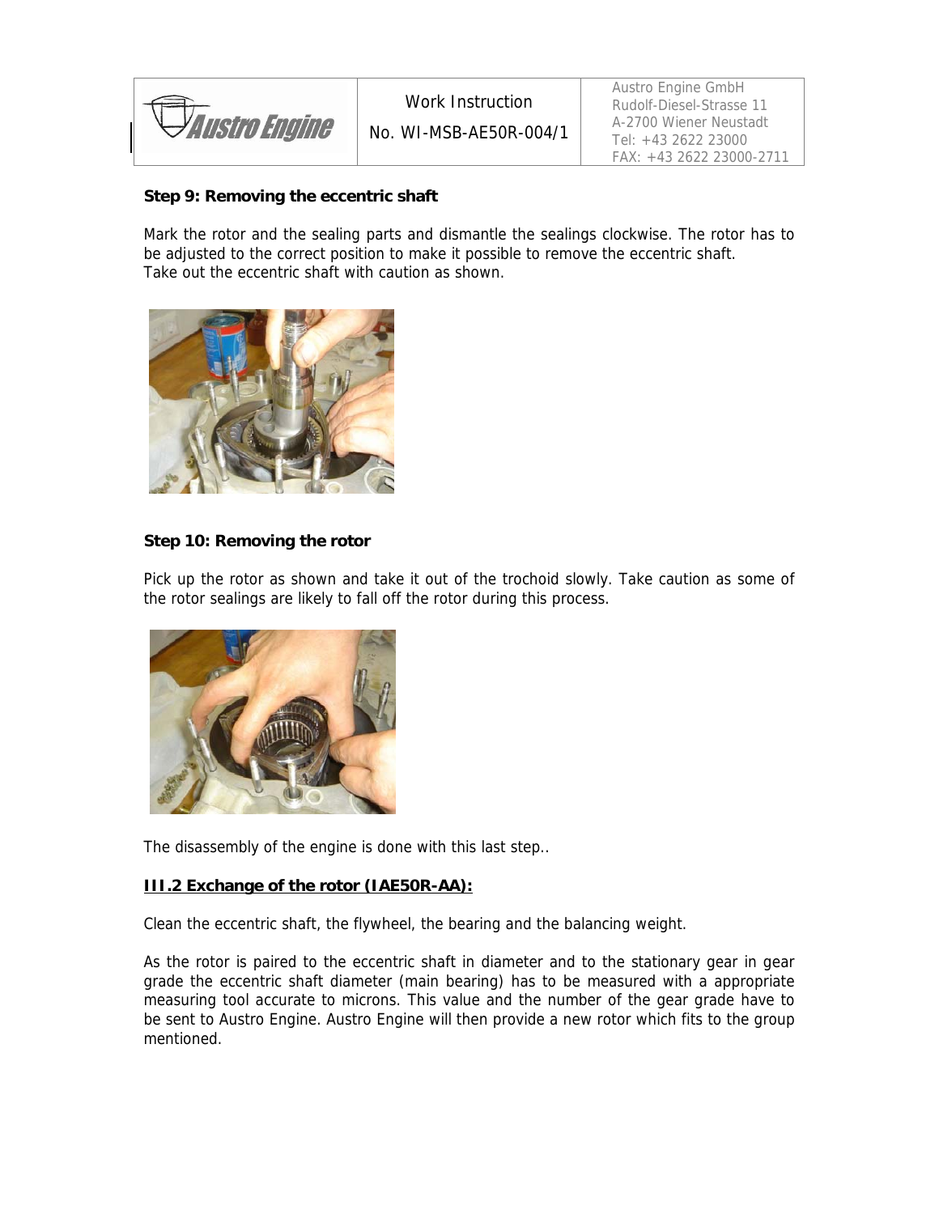**Step 9: Removing the eccentric shaft**

Mark the rotor and the sealing parts and dismantle the sealings clockwise. The rotor has to be adjusted to the correct position to make it possible to remove the eccentric shaft.
Take out the eccentric shaft with caution as shown.

**Step 10: Removing the rotor**

Pick up the rotor as shown and take it out of the trochoid slowly. Take caution as some of the rotor sealings are likely to fall off the rotor during this process.

The disassembly of the engine is done with this last step..

**III.2 Exchange of the rotor (IAE50R-AA):**

Clean the eccentric shaft, the flywheel, the bearing and the balancing weight.

As the rotor is paired to the eccentric shaft in diameter and to the stationary gear in gear grade the eccentric shaft diameter (main bearing) has to be measured with a appropriate measuring tool accurate to microns. This value and the number of the gear grade have to be sent to Austro Engine. Austro Engine will then provide a new rotor which fits to the group mentioned.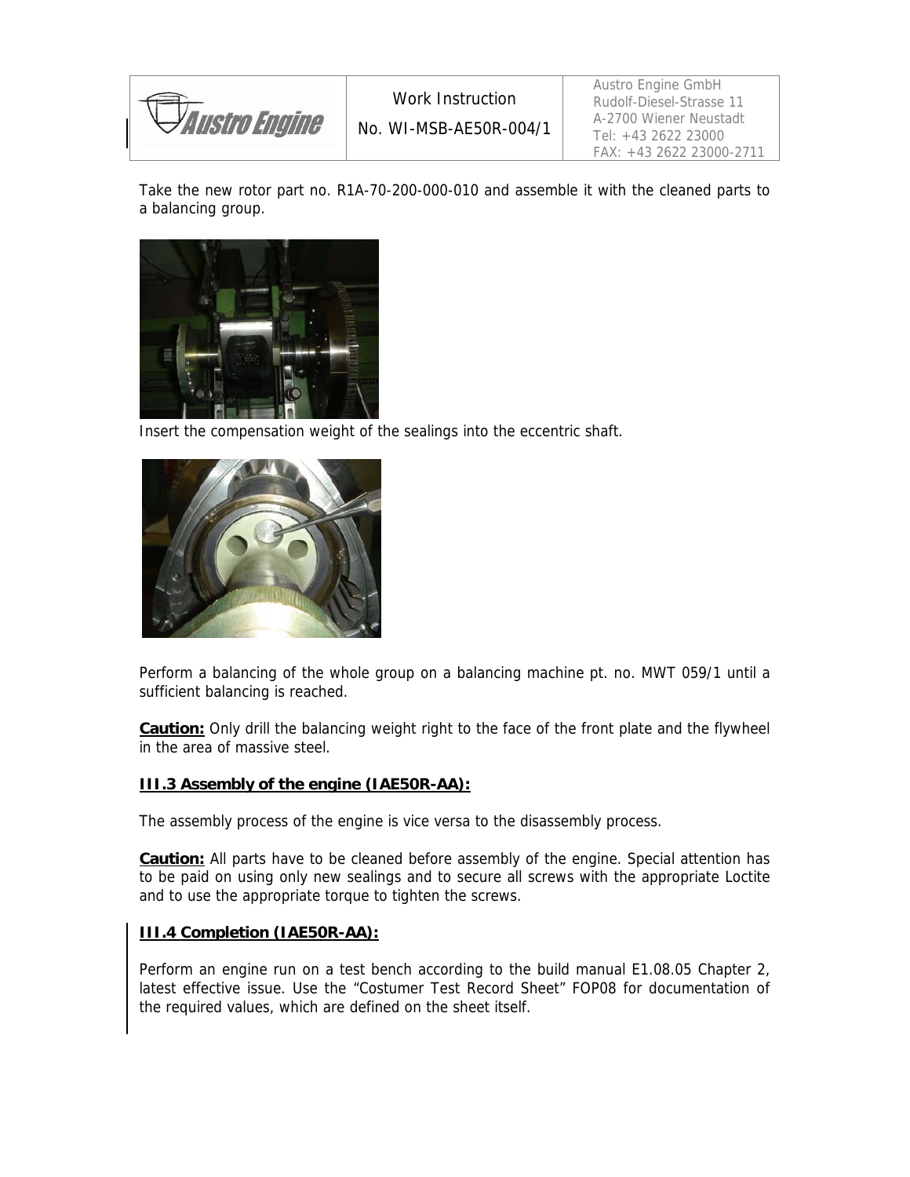Take the new rotor part no. R1A-70-200-000-010 and assemble it with the cleaned parts to a balancing group.

Insert the compensation weight of the sealings into the eccentric shaft.

Perform a balancing of the whole group on a balancing machine pt. no. MWT 059/1 until a sufficient balancing is reached.

**Caution:** Only drill the balancing weight right to the face of the front plate and the flywheel in the area of massive steel.

### III.3 Assembly of the engine (IAE50R-AA):

The assembly process of the engine is vice versa to the disassembly process.

**Caution:** All parts have to be cleaned before assembly of the engine. Special attention has to be paid on using only new sealings and to secure all screws with the appropriate Loctite and to use the appropriate torque to tighten the screws.

### III.4 Completion (IAE50R-AA):

Perform an engine run on a test bench according to the build manual E1.08.05 Chapter 2, latest effective issue. Use the "Costumer Test Record Sheet" FOP08 for documentation of the required values, which are defined on the sheet itself.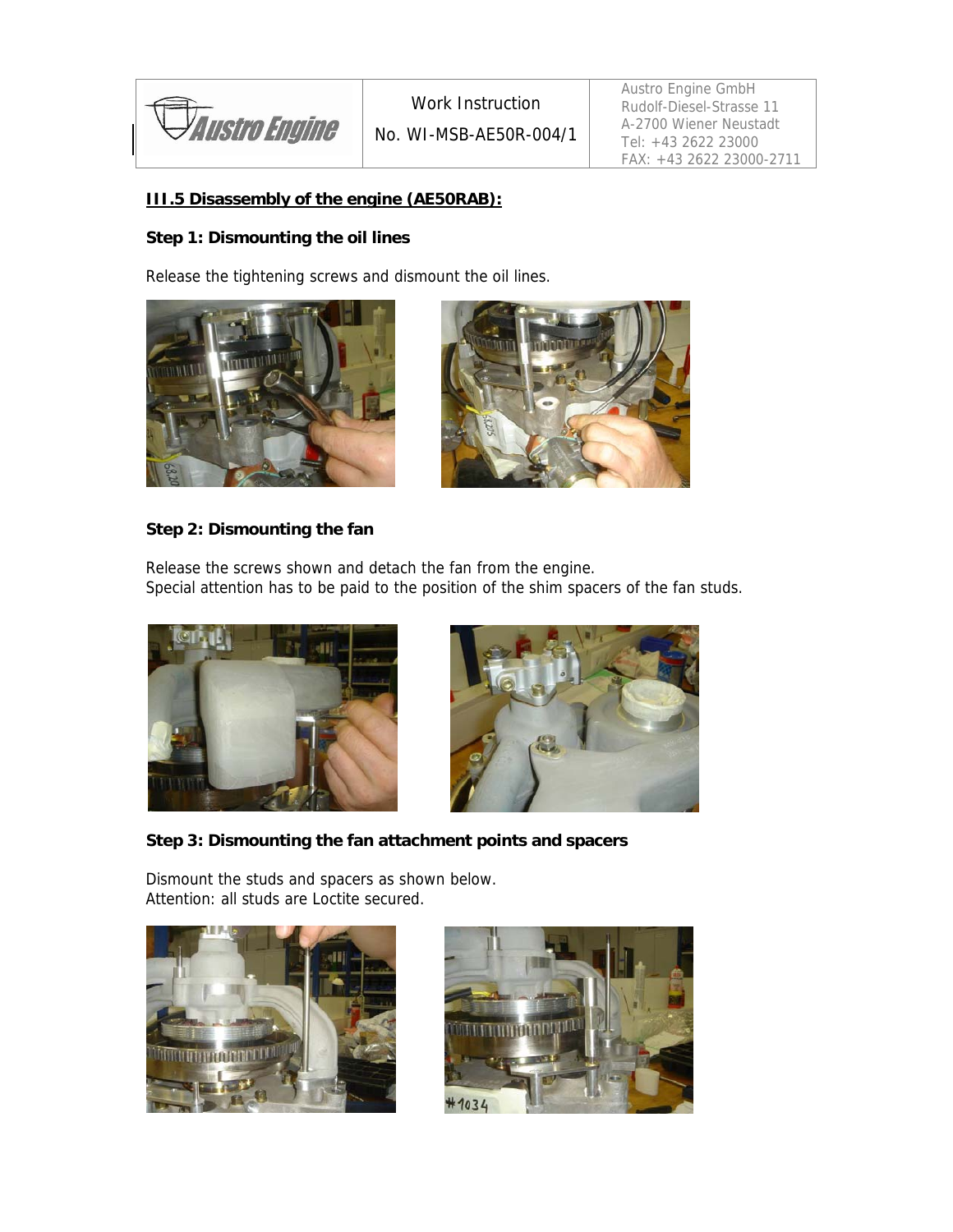## III.5 Disassembly of the engine (AE50RAB):

### Step 1: Dismounting the oil lines

Release the tightening screws and dismount the oil lines.

### Step 2: Dismounting the fan

Release the screws shown and detach the fan from the engine.
Special attention has to be paid to the position of the shim spacers of the fan studs.

### Step 3: Dismounting the fan attachment points and spacers

Dismount the studs and spacers as shown below.
Attention: all studs are Loctite secured.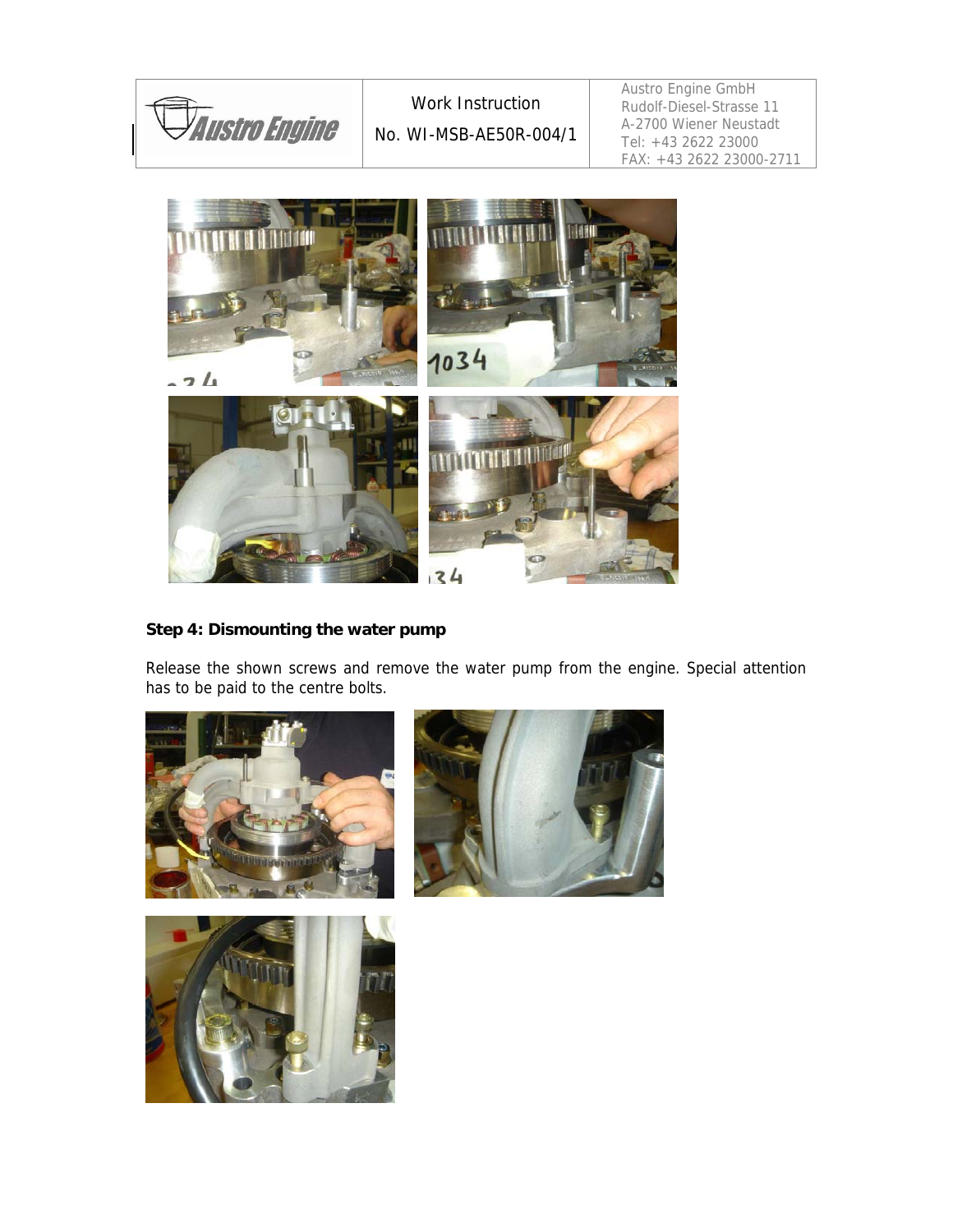**Step 4: Dismounting the water pump**

Release the shown screws and remove the water pump from the engine. Special attention has to be paid to the centre bolts.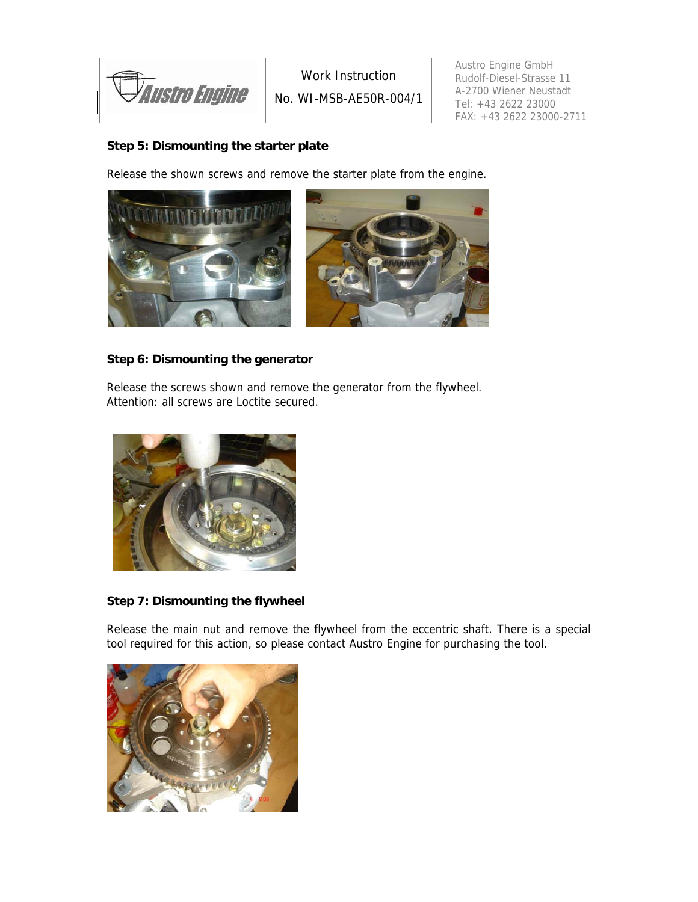**Step 5: Dismounting the starter plate**

Release the shown screws and remove the starter plate from the engine.

**Step 6: Dismounting the generator**

Release the screws shown and remove the generator from the flywheel.
Attention: all screws are Loctite secured.

**Step 7: Dismounting the flywheel**

Release the main nut and remove the flywheel from the eccentric shaft. There is a special tool required for this action, so please contact Austro Engine for purchasing the tool.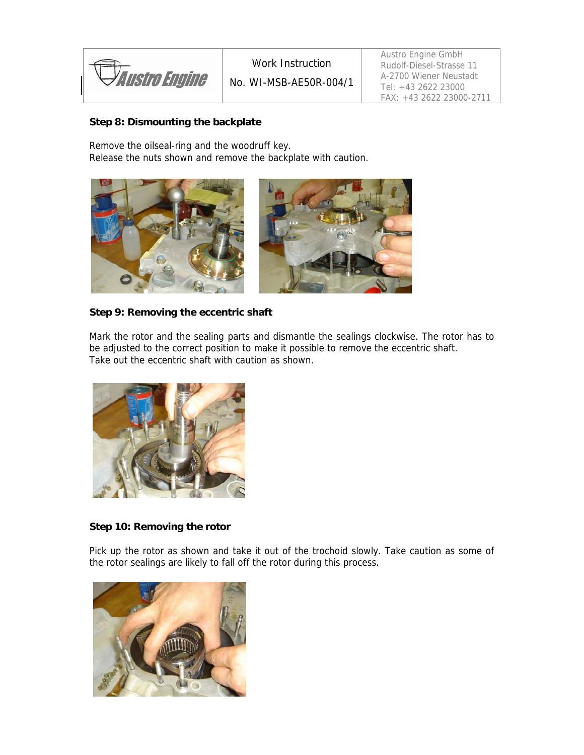**Step 8: Dismounting the backplate**

Remove the oilseal-ring and the woodruff key.
Release the nuts shown and remove the backplate with caution.

**Step 9: Removing the eccentric shaft**

Mark the rotor and the sealing parts and dismantle the sealings clockwise. The rotor has to be adjusted to the correct position to make it possible to remove the eccentric shaft.
Take out the eccentric shaft with caution as shown.

**Step 10: Removing the rotor**

Pick up the rotor as shown and take it out of the trochoid slowly. Take caution as some of the rotor sealings are likely to fall off the rotor during this process.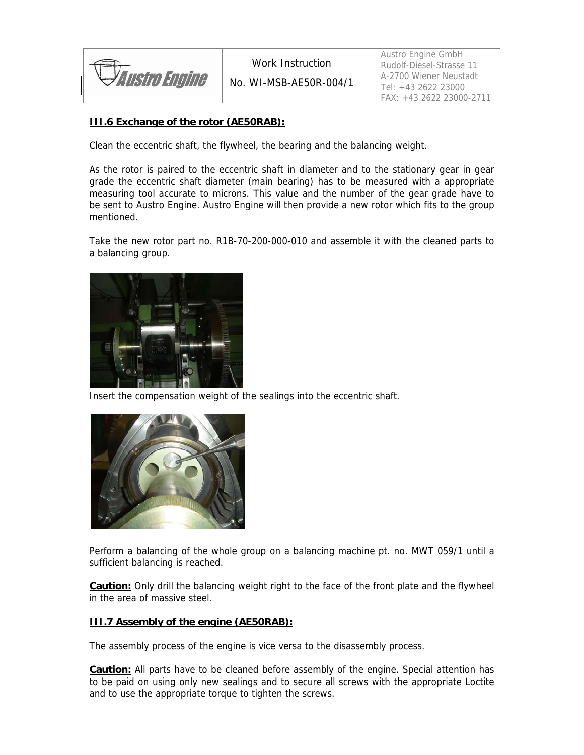### III.6 Exchange of the rotor (AE50RAB):

Clean the eccentric shaft, the flywheel, the bearing and the balancing weight.

As the rotor is paired to the eccentric shaft in diameter and to the stationary gear in gear grade the eccentric shaft diameter (main bearing) has to be measured with a appropriate measuring tool accurate to microns. This value and the number of the gear grade have to be sent to Austro Engine. Austro Engine will then provide a new rotor which fits to the group mentioned.

Take the new rotor part no. R1B-70-200-000-010 and assemble it with the cleaned parts to a balancing group.

Insert the compensation weight of the sealings into the eccentric shaft.

Perform a balancing of the whole group on a balancing machine pt. no. MWT 059/1 until a sufficient balancing is reached.

**Caution:** Only drill the balancing weight right to the face of the front plate and the flywheel in the area of massive steel.

### III.7 Assembly of the engine (AE50RAB):

The assembly process of the engine is vice versa to the disassembly process.

**Caution:** All parts have to be cleaned before assembly of the engine. Special attention has to be paid on using only new sealings and to secure all screws with the appropriate Loctite and to use the appropriate torque to tighten the screws.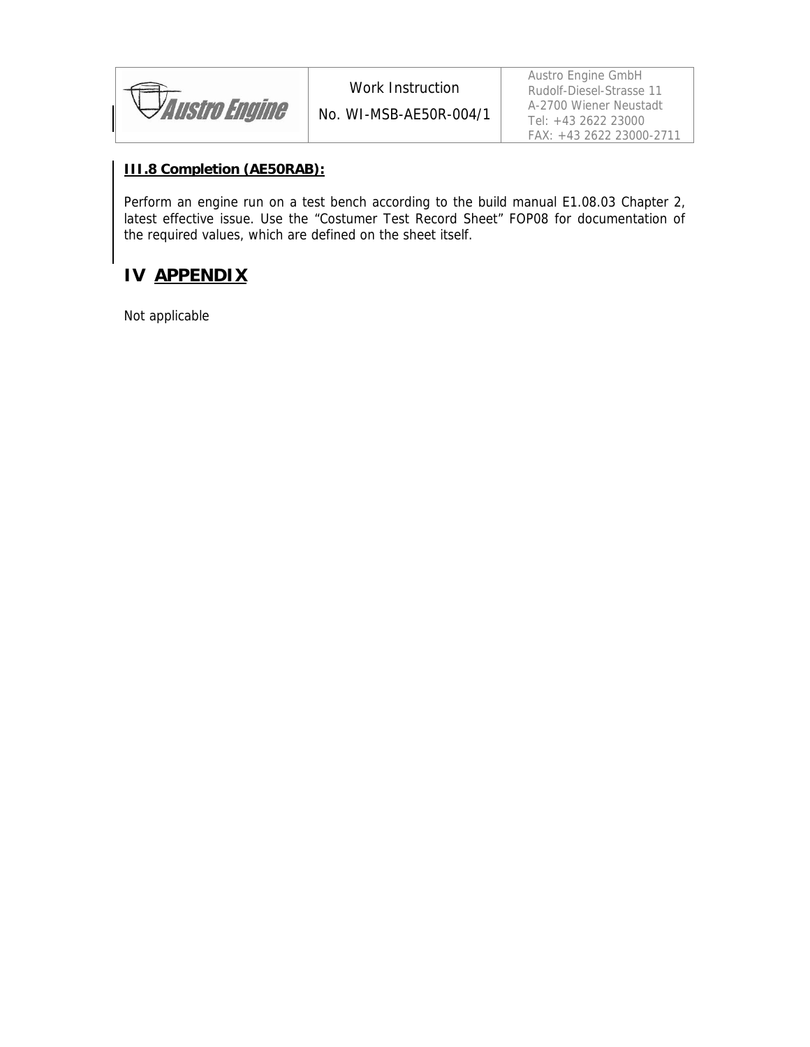**III.8 Completion (AE50RAB):**

Perform an engine run on a test bench according to the build manual E1.08.03 Chapter 2, latest effective issue. Use the "Costumer Test Record Sheet" FOP08 for documentation of the required values, which are defined on the sheet itself.

# IV APPENDIX

Not applicable